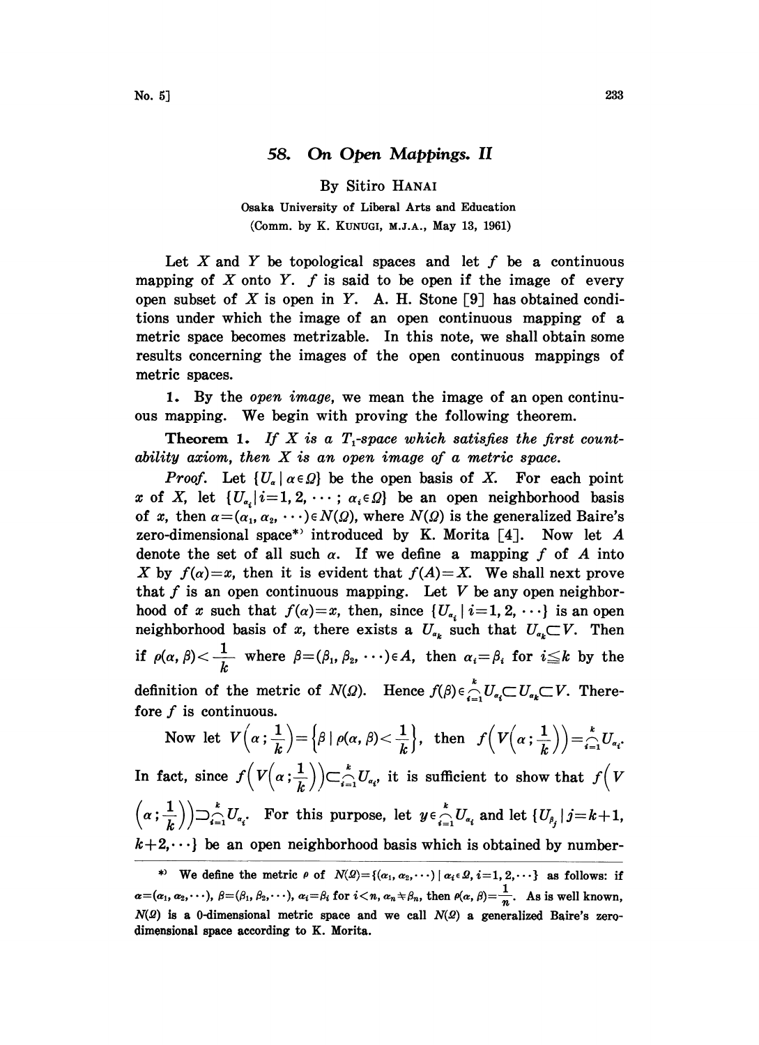# 58. On Open Mappings. II

By Sitiro HANAI

Osaka University of Liberal Arts and Education

(Comm. by K. KUNUGI, M.J.A., May 13, 1961)

Let $X$ and $Y$ be topological spaces and let $f$ be a continuous mapping of $X$ onto $Y$. $f$ is said to be open if the image of every open subset of $X$ is open in $Y$. A. H. Stone [9] has obtained conditions under which the image of an open continuous mapping of a metric space becomes metrizable. In this note, we shall obtain some results concerning the images of the open continuous mappings of metric spaces.

1. By the *open image*, we mean the image of an open continuous mapping. We begin with proving the following theorem.

**Theorem 1.** *If $X$ is a $T_1$-space which satisfies the first countability axiom, then $X$ is an open image of a metric space.*

*Proof.* Let $\{U_\alpha \mid \alpha \in \Omega\}$ be the open basis of $X$. For each point $x$ of $X$, let $\{U_{\alpha_i} \mid i=1, 2, \cdots; \alpha_i \in \Omega\}$ be an open neighborhood basis of $x$, then $\alpha=(\alpha_1, \alpha_2, \cdots) \in N(\Omega)$, where $N(\Omega)$ is the generalized Baire's zero-dimensional space\*) introduced by K. Morita [4]. Now let $A$ denote the set of all such $\alpha$. If we define a mapping $f$ of $A$ into $X$ by $f(\alpha)=x$, then it is evident that $f(A)=X$. We shall next prove that $f$ is an open continuous mapping. Let $V$ be any open neighborhood of $x$ such that $f(\alpha)=x$, then, since $\{U_{\alpha_i} \mid i=1, 2, \cdots\}$ is an open neighborhood basis of $x$, there exists a $U_{\alpha_k}$ such that $U_{\alpha_k} \subset V$. Then if $\rho(\alpha, \beta) < \frac{1}{k}$ where $\beta=(\beta_1, \beta_2, \cdots) \in A$, then $\alpha_i=\beta_i$ for $i \leqq k$ by the definition of the metric of $N(\Omega)$. Hence $f(\beta) \in \bigcap_{i=1}^{k} U_{\alpha_i} \subset U_{\alpha_k} \subset V$. Therefore $f$ is continuous.

Now let $V\left(\alpha; \frac{1}{k}\right)=\left\{\beta \mid \rho(\alpha, \beta) < \frac{1}{k}\right\}$, then $f\left(V\left(\alpha; \frac{1}{k}\right)\right)=\bigcap_{i=1}^{k} U_{\alpha_i}$. In fact, since $f\left(V\left(\alpha; \frac{1}{k}\right)\right) \subset \bigcap_{i=1}^{k} U_{\alpha_i}$, it is sufficient to show that $f\left(V\left(\alpha; \frac{1}{k}\right)\right) \supset \bigcap_{i=1}^{k} U_{\alpha_i}$. For this purpose, let $y \in \bigcap_{i=1}^{k} U_{\alpha_i}$ and let $\{U_{\beta_j} \mid j=k+1, k+2, \cdots\}$ be an open neighborhood basis which is obtained by number-

---

\*) We define the metric $\rho$ of $N(\Omega)=\{(\alpha_1, \alpha_2, \cdots) \mid \alpha_i \in \Omega, i=1, 2, \cdots\}$ as follows: if $\alpha=(\alpha_1, \alpha_2, \cdots)$, $\beta=(\beta_1, \beta_2, \cdots)$, $\alpha_i=\beta_i$ for $i<n$, $\alpha_n \neq \beta_n$, then $\rho(\alpha, \beta)=\frac{1}{n}$. As is well known, $N(\Omega)$ is a 0-dimensional metric space and we call $N(\Omega)$ a generalized Baire's zero-dimensional space according to K. Morita.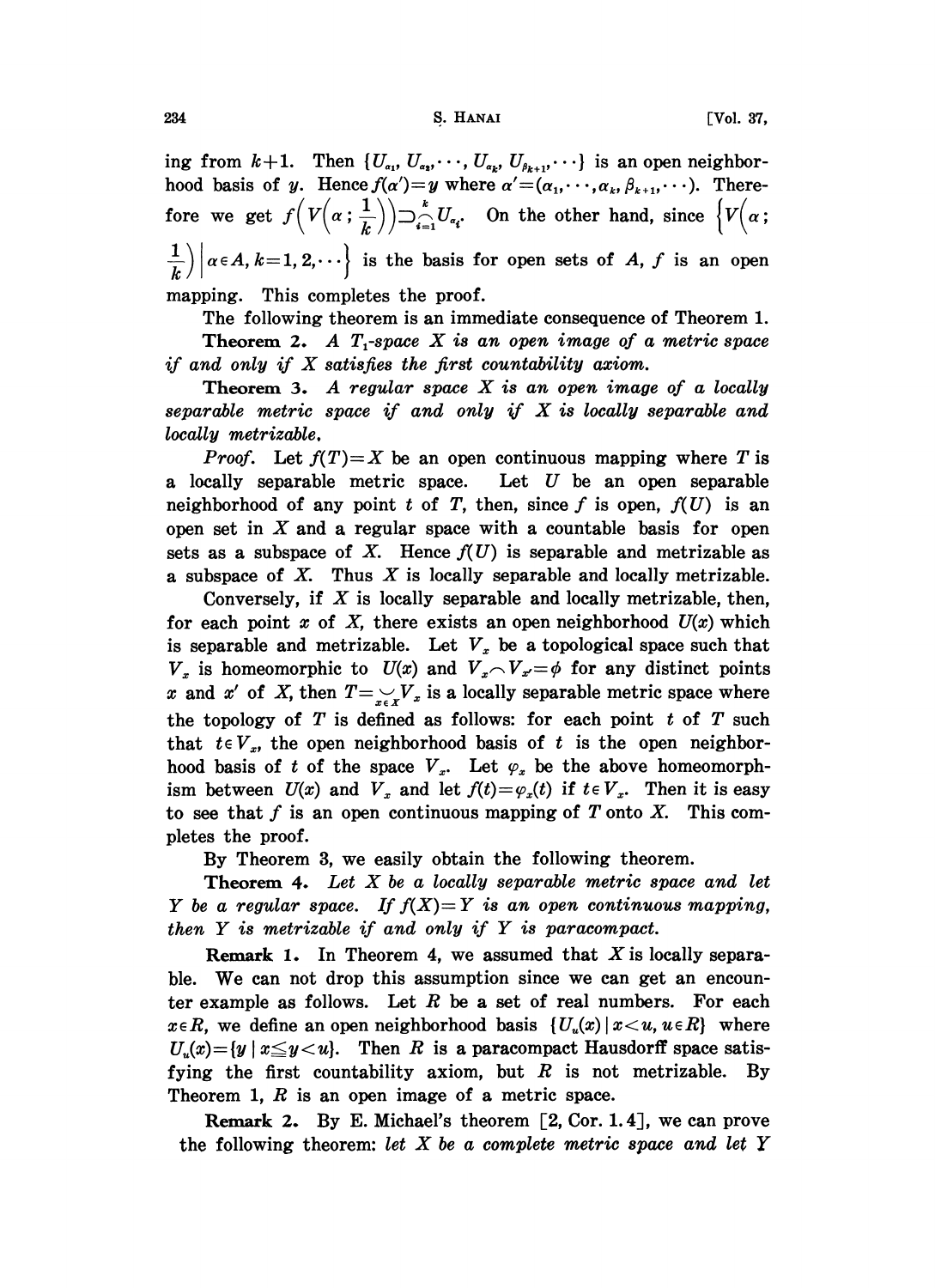ing from $k+1$. Then $\{U_{\alpha_1}, U_{\alpha_2}, \cdots, U_{\alpha_k}, U_{\beta_{k+1}}, \cdots\}$ is an open neighborhood basis of $y$. Hence $f(\alpha')=y$ where $\alpha'=(\alpha_1, \cdots, \alpha_k, \beta_{k+1}, \cdots)$. Therefore we get $f\Big(V\Big(\alpha\,;\,\frac{1}{k}\Big)\Big)\supset\bigcap_{i=1}^{k}U_{\alpha_i}$. On the other hand, since $\Big\{V\Big(\alpha\,;\,\frac{1}{k}\Big)\,\Big|\,\alpha\in A, k=1,2,\cdots\Big\}$ is the basis for open sets of $A$, $f$ is an open mapping. This completes the proof.

The following theorem is an immediate consequence of Theorem 1.

**Theorem 2.** *A $T_1$-space $X$ is an open image of a metric space if and only if $X$ satisfies the first countability axiom.*

**Theorem 3.** *A regular space $X$ is an open image of a locally separable metric space if and only if $X$ is locally separable and locally metrizable.*

*Proof.* Let $f(T)=X$ be an open continuous mapping where $T$ is a locally separable metric space. Let $U$ be an open separable neighborhood of any point $t$ of $T$, then, since $f$ is open, $f(U)$ is an open set in $X$ and a regular space with a countable basis for open sets as a subspace of $X$. Hence $f(U)$ is separable and metrizable as a subspace of $X$. Thus $X$ is locally separable and locally metrizable.

Conversely, if $X$ is locally separable and locally metrizable, then, for each point $x$ of $X$, there exists an open neighborhood $U(x)$ which is separable and metrizable. Let $V_x$ be a topological space such that $V_x$ is homeomorphic to $U(x)$ and $V_x\frown V_{x'}=\phi$ for any distinct points $x$ and $x'$ of $X$, then $T=\smile_{x\in X}V_x$ is a locally separable metric space where the topology of $T$ is defined as follows: for each point $t$ of $T$ such that $t\in V_x$, the open neighborhood basis of $t$ is the open neighborhood basis of $t$ of the space $V_x$. Let $\varphi_x$ be the above homeomorphism between $U(x)$ and $V_x$ and let $f(t)=\varphi_x(t)$ if $t\in V_x$. Then it is easy to see that $f$ is an open continuous mapping of $T$ onto $X$. This completes the proof.

By Theorem 3, we easily obtain the following theorem.

**Theorem 4.** *Let $X$ be a locally separable metric space and let $Y$ be a regular space. If $f(X)=Y$ is an open continuous mapping, then $Y$ is metrizable if and only if $Y$ is paracompact.*

**Remark 1.** In Theorem 4, we assumed that $X$ is locally separable. We can not drop this assumption since we can get an encounter example as follows. Let $R$ be a set of real numbers. For each $x\in R$, we define an open neighborhood basis $\{U_u(x)\mid x<u, u\in R\}$ where $U_u(x)=\{y\mid x\leqq y<u\}$. Then $R$ is a paracompact Hausdorff space satisfying the first countability axiom, but $R$ is not metrizable. By Theorem 1, $R$ is an open image of a metric space.

**Remark 2.** By E. Michael's theorem [2, Cor. 1.4], we can prove the following theorem: *let $X$ be a complete metric space and let $Y$*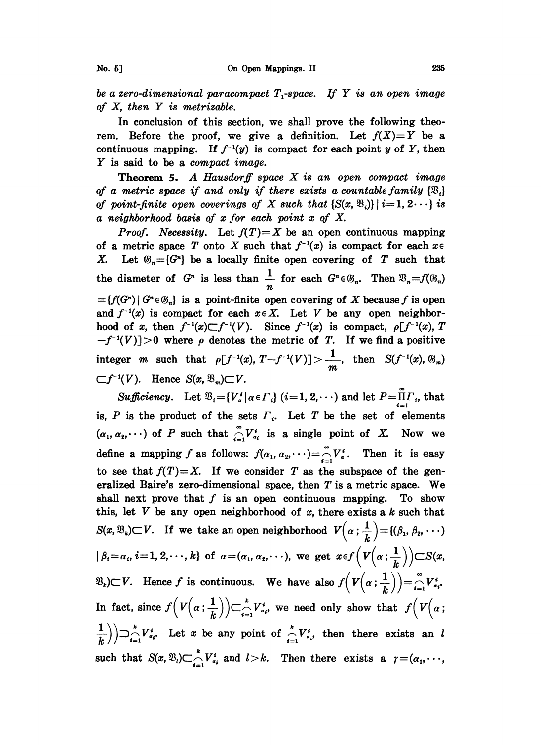be a zero-dimensional paracompact $T_1$-space. If $Y$ is an open image of $X$, then $Y$ is metrizable.

In conclusion of this section, we shall prove the following theorem. Before the proof, we give a definition. Let $f(X)=Y$ be a continuous mapping. If $f^{-1}(y)$ is compact for each point $y$ of $Y$, then $Y$ is said to be a *compact image*.

**Theorem 5.** *A Hausdorff space $X$ is an open compact image of a metric space if and only if there exists a countable family $\{\mathfrak{V}_i\}$ of point-finite open coverings of $X$ such that $\{S(x, \mathfrak{V}_i)\} \mid i=1, 2 \cdots\}$ is a neighborhood basis of $x$ for each point $x$ of $X$.*

*Proof. Necessity.* Let $f(T)=X$ be an open continuous mapping of a metric space $T$ onto $X$ such that $f^{-1}(x)$ is compact for each $x \in X$. Let $\mathfrak{G}_n=\{G^n\}$ be a locally finite open covering of $T$ such that the diameter of $G^n$ is less than $\frac{1}{n}$ for each $G^n \in \mathfrak{G}_n$. Then $\mathfrak{V}_n=f(\mathfrak{G}_n) =\{f(G^n) \mid G^n \in \mathfrak{G}_n\}$ is a point-finite open covering of $X$ because $f$ is open and $f^{-1}(x)$ is compact for each $x \in X$. Let $V$ be any open neighborhood of $x$, then $f^{-1}(x) \subset f^{-1}(V)$. Since $f^{-1}(x)$ is compact, $\rho[f^{-1}(x), T-f^{-1}(V)]>0$ where $\rho$ denotes the metric of $T$. If we find a positive integer $m$ such that $\rho[f^{-1}(x), T-f^{-1}(V)]>\frac{1}{m}$, then $S(f^{-1}(x), \mathfrak{G}_m) \subset f^{-1}(V)$. Hence $S(x, \mathfrak{V}_m) \subset V$.

*Sufficiency.* Let $\mathfrak{V}_i=\{V^i_\alpha \mid \alpha \in \Gamma_i\}$ $(i=1, 2, \cdots)$ and let $P=\prod_{i=1}^{\infty} \Gamma_i$, that is, $P$ is the product of the sets $\Gamma_i$. Let $T$ be the set of elements $(\alpha_1, \alpha_2, \cdots)$ of $P$ such that $\bigcap_{i=1}^{\infty} V^i_{\alpha_i}$ is a single point of $X$. Now we define a mapping $f$ as follows: $f(\alpha_1, \alpha_2, \cdots)=\bigcap_{i=1}^{\infty} V^i_{\alpha}$. Then it is easy to see that $f(T)=X$. If we consider $T$ as the subspace of the generalized Baire's zero-dimensional space, then $T$ is a metric space. We shall next prove that $f$ is an open continuous mapping. To show this, let $V$ be any open neighborhood of $x$, there exists a $k$ such that $S(x, \mathfrak{V}_k) \subset V$. If we take an open neighborhood $V\left(\alpha ; \frac{1}{k}\right)=\{(\beta_1, \beta_2, \cdots) \mid \beta_i=\alpha_i, i=1, 2, \cdots, k\}$ of $\alpha=(\alpha_1, \alpha_2, \cdots)$, we get $x \in f\left(V\left(\alpha ; \frac{1}{k}\right)\right) \subset S(x, \mathfrak{V}_k) \subset V$. Hence $f$ is continuous. We have also $f\left(V\left(\alpha ; \frac{1}{k}\right)\right)=\bigcap_{i=1}^{\infty} V^i_{\alpha_i}$. In fact, since $f\left(V\left(\alpha ; \frac{1}{k}\right)\right) \subset \bigcap_{i=1}^{k} V^i_{\alpha_i}$, we need only show that $f\left(V\left(\alpha ; \frac{1}{k}\right)\right) \supset \bigcap_{i=1}^{k} V^i_{\alpha_i}$. Let $x$ be any point of $\bigcap_{i=1}^{k} V^i_{\alpha_i}$, then there exists an $l$ such that $S(x, \mathfrak{V}_l) \subset \bigcap_{i=1}^{k} V^i_{\alpha_i}$ and $l>k$. Then there exists a $\gamma=(\alpha_1, \cdots,$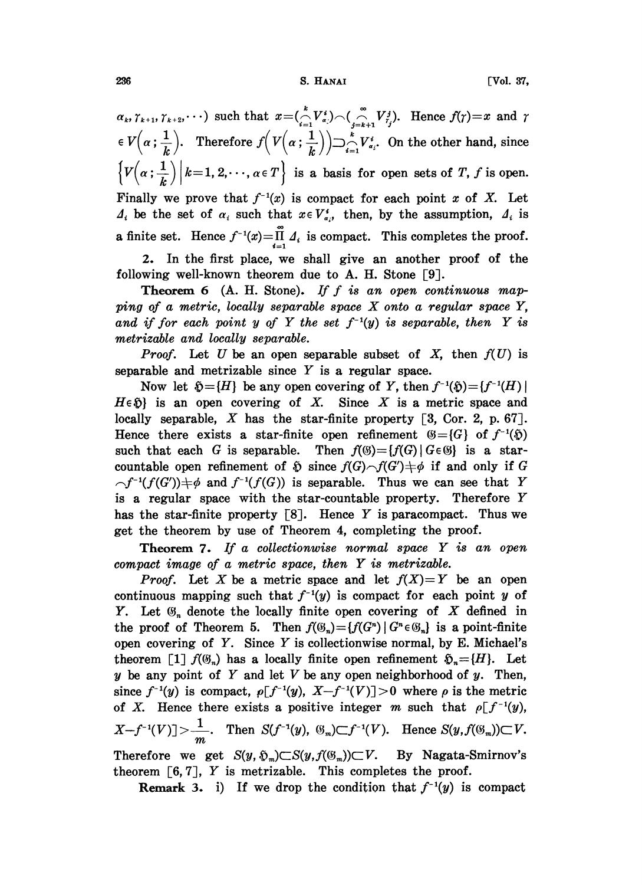$\alpha_k, \gamma_{k+1}, \gamma_{k+2}, \cdots)$ such that $x = (\bigcap_{i=1}^{k} V_{\alpha_i}^i) \cap (\bigcap_{j=k+1}^{\infty} V_{\gamma_j}^j)$. Hence $f(\gamma) = x$ and $\gamma \in V\left(\alpha; \frac{1}{k}\right)$. Therefore $f\left(V\left(\alpha; \frac{1}{k}\right)\right) \supset \bigcap_{i=1}^{k} V_{\alpha_i}^i$. On the other hand, since $\left\{V\left(\alpha; \frac{1}{k}\right) \middle| k=1, 2, \cdots, \alpha \in T\right\}$ is a basis for open sets of $T$, $f$ is open. Finally we prove that $f^{-1}(x)$ is compact for each point $x$ of $X$. Let $\Delta_i$ be the set of $\alpha_i$ such that $x \in V_{\alpha_i}^i$, then, by the assumption, $\Delta_i$ is a finite set. Hence $f^{-1}(x) = \prod_{i=1}^{\infty} \Delta_i$ is compact. This completes the proof.

**2.** In the first place, we shall give an another proof of the following well-known theorem due to A. H. Stone [9].

**Theorem 6** (A. H. Stone). *If $f$ is an open continuous mapping of a metric, locally separable space $X$ onto a regular space $Y$, and if for each point $y$ of $Y$ the set $f^{-1}(y)$ is separable, then $Y$ is metrizable and locally separable.*

*Proof.* Let $U$ be an open separable subset of $X$, then $f(U)$ is separable and metrizable since $Y$ is a regular space.

Now let $\mathfrak{H} = \{H\}$ be any open covering of $Y$, then $f^{-1}(\mathfrak{H}) = \{f^{-1}(H) \mid H \in \mathfrak{H}\}$ is an open covering of $X$. Since $X$ is a metric space and locally separable, $X$ has the star-finite property [3, Cor. 2, p. 67]. Hence there exists a star-finite open refinement $\mathfrak{G} = \{G\}$ of $f^{-1}(\mathfrak{H})$ such that each $G$ is separable. Then $f(\mathfrak{G}) = \{f(G) \mid G \in \mathfrak{G}\}$ is a star-countable open refinement of $\mathfrak{H}$ since $f(G) \cap f(G') \neq \phi$ if and only if $G \cap f^{-1}(f(G')) \neq \phi$ and $f^{-1}(f(G))$ is separable. Thus we can see that $Y$ is a regular space with the star-countable property. Therefore $Y$ has the star-finite property [8]. Hence $Y$ is paracompact. Thus we get the theorem by use of Theorem 4, completing the proof.

**Theorem 7.** *If a collectionwise normal space $Y$ is an open compact image of a metric space, then $Y$ is metrizable.*

*Proof.* Let $X$ be a metric space and let $f(X) = Y$ be an open continuous mapping such that $f^{-1}(y)$ is compact for each point $y$ of $Y$. Let $\mathfrak{G}_n$ denote the locally finite open covering of $X$ defined in the proof of Theorem 5. Then $f(\mathfrak{G}_n) = \{f(G^n) \mid G^n \in \mathfrak{G}_n\}$ is a point-finite open covering of $Y$. Since $Y$ is collectionwise normal, by E. Michael's theorem [1] $f(\mathfrak{G}_n)$ has a locally finite open refinement $\mathfrak{H}_n = \{H\}$. Let $y$ be any point of $Y$ and let $V$ be any open neighborhood of $y$. Then, since $f^{-1}(y)$ is compact, $\rho[f^{-1}(y), X - f^{-1}(V)] > 0$ where $\rho$ is the metric of $X$. Hence there exists a positive integer $m$ such that $\rho[f^{-1}(y), X - f^{-1}(V)] > \frac{1}{m}$. Then $S(f^{-1}(y), \mathfrak{G}_m) \subset f^{-1}(V)$. Hence $S(y, f(\mathfrak{G}_m)) \subset V$. Therefore we get $S(y, \mathfrak{H}_m) \subset S(y, f(\mathfrak{G}_m)) \subset V$. By Nagata-Smirnov's theorem [6, 7], $Y$ is metrizable. This completes the proof.

**Remark 3.** i) If we drop the condition that $f^{-1}(y)$ is compact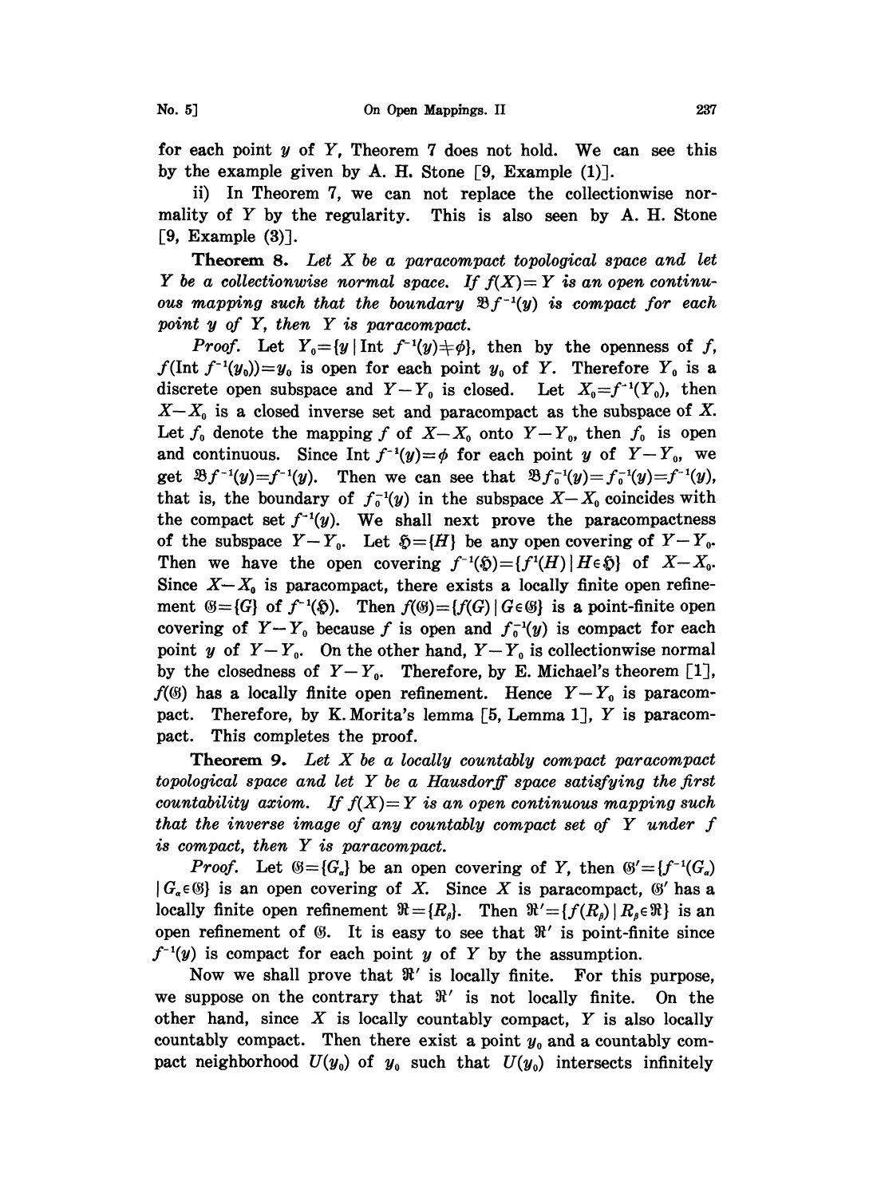for each point $y$ of $Y$, Theorem 7 does not hold. We can see this by the example given by A. H. Stone [9, Example (1)].

ii) In Theorem 7, we can not replace the collectionwise normality of $Y$ by the regularity. This is also seen by A. H. Stone [9, Example (3)].

**Theorem 8.** *Let $X$ be a paracompact topological space and let $Y$ be a collectionwise normal space. If $f(X)=Y$ is an open continuous mapping such that the boundary $\mathfrak{B}f^{-1}(y)$ is compact for each point $y$ of $Y$, then $Y$ is paracompact.*

*Proof.* Let $Y_0=\{y \mid \text{Int } f^{-1}(y) \neq \phi\}$, then by the openness of $f$, $f(\text{Int } f^{-1}(y_0))=y_0$ is open for each point $y_0$ of $Y$. Therefore $Y_0$ is a discrete open subspace and $Y-Y_0$ is closed. Let $X_0=f^{-1}(Y_0)$, then $X-X_0$ is a closed inverse set and paracompact as the subspace of $X$. Let $f_0$ denote the mapping $f$ of $X-X_0$ onto $Y-Y_0$, then $f_0$ is open and continuous. Since $\text{Int } f^{-1}(y)=\phi$ for each point $y$ of $Y-Y_0$, we get $\mathfrak{B}f^{-1}(y)=f^{-1}(y)$. Then we can see that $\mathfrak{B}f_0^{-1}(y)=f_0^{-1}(y)=f^{-1}(y)$, that is, the boundary of $f_0^{-1}(y)$ in the subspace $X-X_0$ coincides with the compact set $f^{-1}(y)$. We shall next prove the paracompactness of the subspace $Y-Y_0$. Let $\mathfrak{H}=\{H\}$ be any open covering of $Y-Y_0$. Then we have the open covering $f^{-1}(\mathfrak{H})=\{f^{-1}(H) \mid H \in \mathfrak{H}\}$ of $X-X_0$. Since $X-X_0$ is paracompact, there exists a locally finite open refinement $\mathfrak{G}=\{G\}$ of $f^{-1}(\mathfrak{H})$. Then $f(\mathfrak{G})=\{f(G) \mid G \in \mathfrak{G}\}$ is a point-finite open covering of $Y-Y_0$ because $f$ is open and $f_0^{-1}(y)$ is compact for each point $y$ of $Y-Y_0$. On the other hand, $Y-Y_0$ is collectionwise normal by the closedness of $Y-Y_0$. Therefore, by E. Michael's theorem [1], $f(\mathfrak{G})$ has a locally finite open refinement. Hence $Y-Y_0$ is paracompact. Therefore, by K. Morita's lemma [5, Lemma 1], $Y$ is paracompact. This completes the proof.

**Theorem 9.** *Let $X$ be a locally countably compact paracompact topological space and let $Y$ be a Hausdorff space satisfying the first countability axiom. If $f(X)=Y$ is an open continuous mapping such that the inverse image of any countably compact set of $Y$ under $f$ is compact, then $Y$ is paracompact.*

*Proof.* Let $\mathfrak{G}=\{G_\alpha\}$ be an open covering of $Y$, then $\mathfrak{G}'=\{f^{-1}(G_\alpha) \mid G_\alpha \in \mathfrak{G}\}$ is an open covering of $X$. Since $X$ is paracompact, $\mathfrak{G}'$ has a locally finite open refinement $\mathfrak{R}=\{R_\beta\}$. Then $\mathfrak{R}'=\{f(R_\beta) \mid R_\beta \in \mathfrak{R}\}$ is an open refinement of $\mathfrak{G}$. It is easy to see that $\mathfrak{R}'$ is point-finite since $f^{-1}(y)$ is compact for each point $y$ of $Y$ by the assumption.

Now we shall prove that $\mathfrak{R}'$ is locally finite. For this purpose, we suppose on the contrary that $\mathfrak{R}'$ is not locally finite. On the other hand, since $X$ is locally countably compact, $Y$ is also locally countably compact. Then there exist a point $y_0$ and a countably compact neighborhood $U(y_0)$ of $y_0$ such that $U(y_0)$ intersects infinitely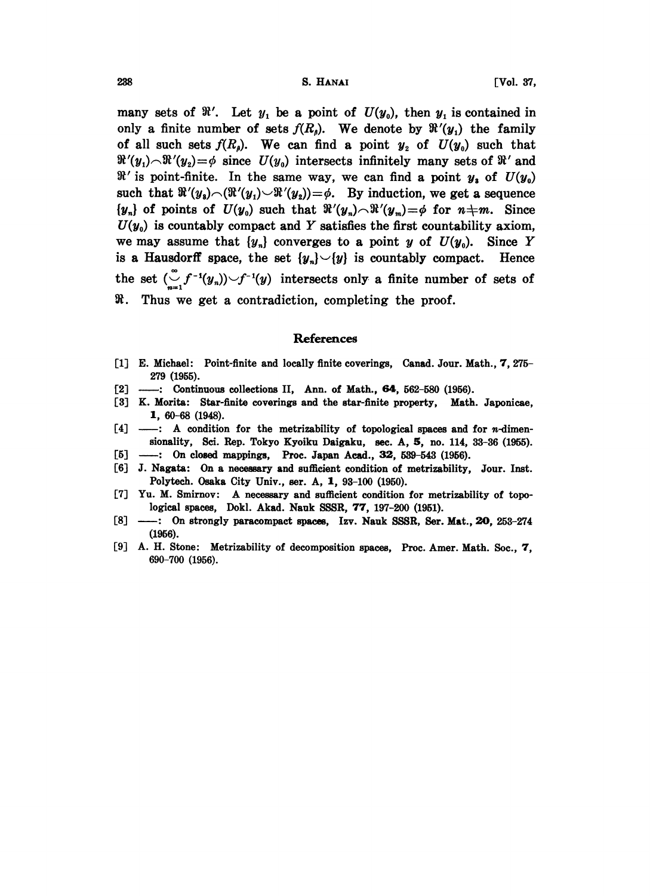many sets of $\mathfrak{R}'$. Let $y_1$ be a point of $U(y_0)$, then $y_1$ is contained in only a finite number of sets $f(R_\beta)$. We denote by $\mathfrak{R}'(y_1)$ the family of all such sets $f(R_\beta)$. We can find a point $y_2$ of $U(y_0)$ such that $\mathfrak{R}'(y_1)\frown\mathfrak{R}'(y_2)=\phi$ since $U(y_0)$ intersects infinitely many sets of $\mathfrak{R}'$ and $\mathfrak{R}'$ is point-finite. In the same way, we can find a point $y_3$ of $U(y_0)$ such that $\mathfrak{R}'(y_3)\frown(\mathfrak{R}'(y_1)\smile\mathfrak{R}'(y_2))=\phi$. By induction, we get a sequence $\{y_n\}$ of points of $U(y_0)$ such that $\mathfrak{R}'(y_n)\frown\mathfrak{R}'(y_m)=\phi$ for $n\neq m$. Since $U(y_0)$ is countably compact and $Y$ satisfies the first countability axiom, we may assume that $\{y_n\}$ converges to a point $y$ of $U(y_0)$. Since $Y$ is a Hausdorff space, the set $\{y_n\}\smile\{y\}$ is countably compact. Hence the set $(\overset{\infty}{\underset{n=1}{\smile}} f^{-1}(y_n))\smile f^{-1}(y)$ intersects only a finite number of sets of $\mathfrak{R}$. Thus we get a contradiction, completing the proof.

## References

[1] E. Michael: Point-finite and locally finite coverings, Canad. Jour. Math., **7**, 275–279 (1955).

[2] ——: Continuous collections II, Ann. of Math., **64**, 562–580 (1956).

[3] K. Morita: Star-finite coverings and the star-finite property, Math. Japonicae, **1**, 60–68 (1948).

[4] ——: A condition for the metrizability of topological spaces and for $n$-dimensionality, Sci. Rep. Tokyo Kyoiku Daigaku, sec. A, **5**, no. 114, 33–36 (1955).

[5] ——: On closed mappings, Proc. Japan Acad., **32**, 539–543 (1956).

[6] J. Nagata: On a necessary and sufficient condition of metrizability, Jour. Inst. Polytech. Osaka City Univ., ser. A, **1**, 93–100 (1950).

[7] Yu. M. Smirnov: A necessary and sufficient condition for metrizability of topological spaces, Dokl. Akad. Nauk SSSR, **77**, 197–200 (1951).

[8] ——: On strongly paracompact spaces, Izv. Nauk SSSR, Ser. Mat., **20**, 253–274 (1956).

[9] A. H. Stone: Metrizability of decomposition spaces, Proc. Amer. Math. Soc., **7**, 690–700 (1956).